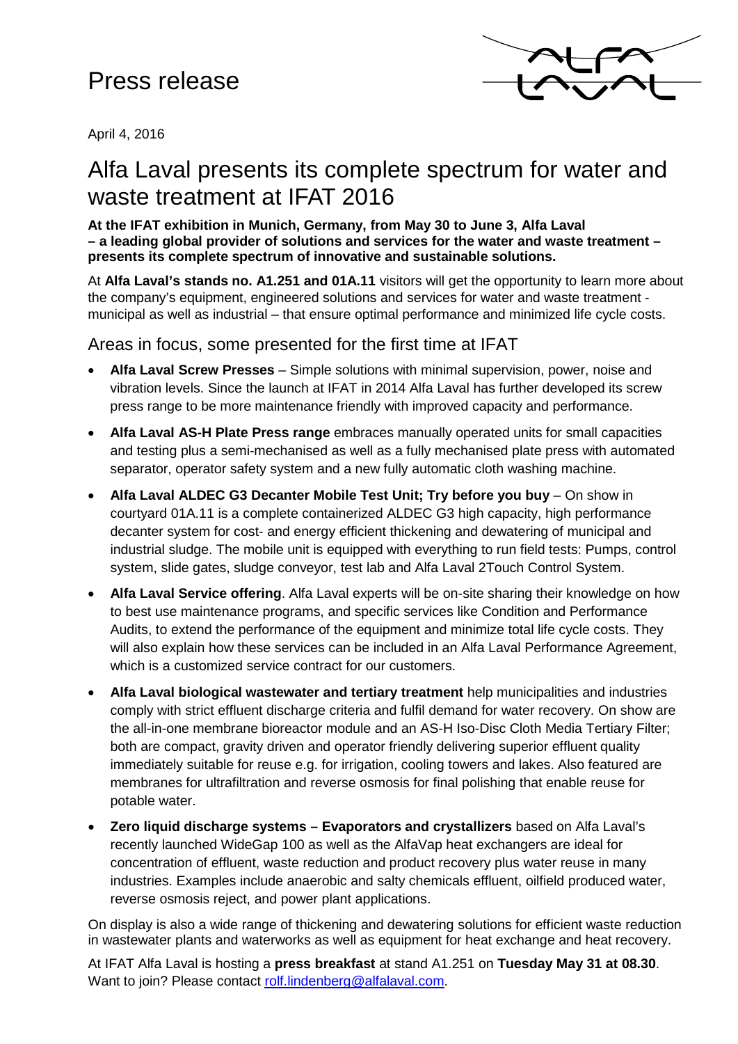# Press release

April 4, 2016

## Alfa Laval presents its complete spectrum for water and waste treatment at IFAT 2016

**At the IFAT exhibition in Munich, Germany, from May 30 to June 3, Alfa Laval – a leading global provider of solutions and services for the water and waste treatment – presents its complete spectrum of innovative and sustainable solutions.**

At **Alfa Laval's stands no. A1.251 and 01A.11** visitors will get the opportunity to learn more about the company's equipment, engineered solutions and services for water and waste treatment - municipal as well as industrial – that ensure optimal performance and minimized life cycle costs.

### Areas in focus, some presented for the first time at IFAT

- **Alfa Laval Screw Presses** – Simple solutions with minimal supervision, power, noise and vibration levels. Since the launch at IFAT in 2014 Alfa Laval has further developed its screw press range to be more maintenance friendly with improved capacity and performance.
- **Alfa Laval AS-H Plate Press range** embraces manually operated units for small capacities and testing plus a semi-mechanised as well as a fully mechanised plate press with automated separator, operator safety system and a new fully automatic cloth washing machine.
- **Alfa Laval ALDEC G3 Decanter Mobile Test Unit; Try before you buy** – On show in courtyard 01A.11 is a complete containerized ALDEC G3 high capacity, high performance decanter system for cost- and energy efficient thickening and dewatering of municipal and industrial sludge. The mobile unit is equipped with everything to run field tests: Pumps, control system, slide gates, sludge conveyor, test lab and Alfa Laval 2Touch Control System.
- **Alfa Laval Service offering**. Alfa Laval experts will be on-site sharing their knowledge on how to best use maintenance programs, and specific services like Condition and Performance Audits, to extend the performance of the equipment and minimize total life cycle costs. They will also explain how these services can be included in an Alfa Laval Performance Agreement, which is a customized service contract for our customers.
- **Alfa Laval biological wastewater and tertiary treatment** help municipalities and industries comply with strict effluent discharge criteria and fulfil demand for water recovery. On show are the all-in-one membrane bioreactor module and an AS-H Iso-Disc Cloth Media Tertiary Filter; both are compact, gravity driven and operator friendly delivering superior effluent quality immediately suitable for reuse e.g. for irrigation, cooling towers and lakes. Also featured are membranes for ultrafiltration and reverse osmosis for final polishing that enable reuse for potable water.
- **Zero liquid discharge systems – Evaporators and crystallizers** based on Alfa Laval's recently launched WideGap 100 as well as the AlfaVap heat exchangers are ideal for concentration of effluent, waste reduction and product recovery plus water reuse in many industries. Examples include anaerobic and salty chemicals effluent, oilfield produced water, reverse osmosis reject, and power plant applications.

On display is also a wide range of thickening and dewatering solutions for efficient waste reduction in wastewater plants and waterworks as well as equipment for heat exchange and heat recovery.

At IFAT Alfa Laval is hosting a **press breakfast** at stand A1.251 on **Tuesday May 31 at 08.30**. Want to join? Please contact rolf.lindenberg@alfalaval.com.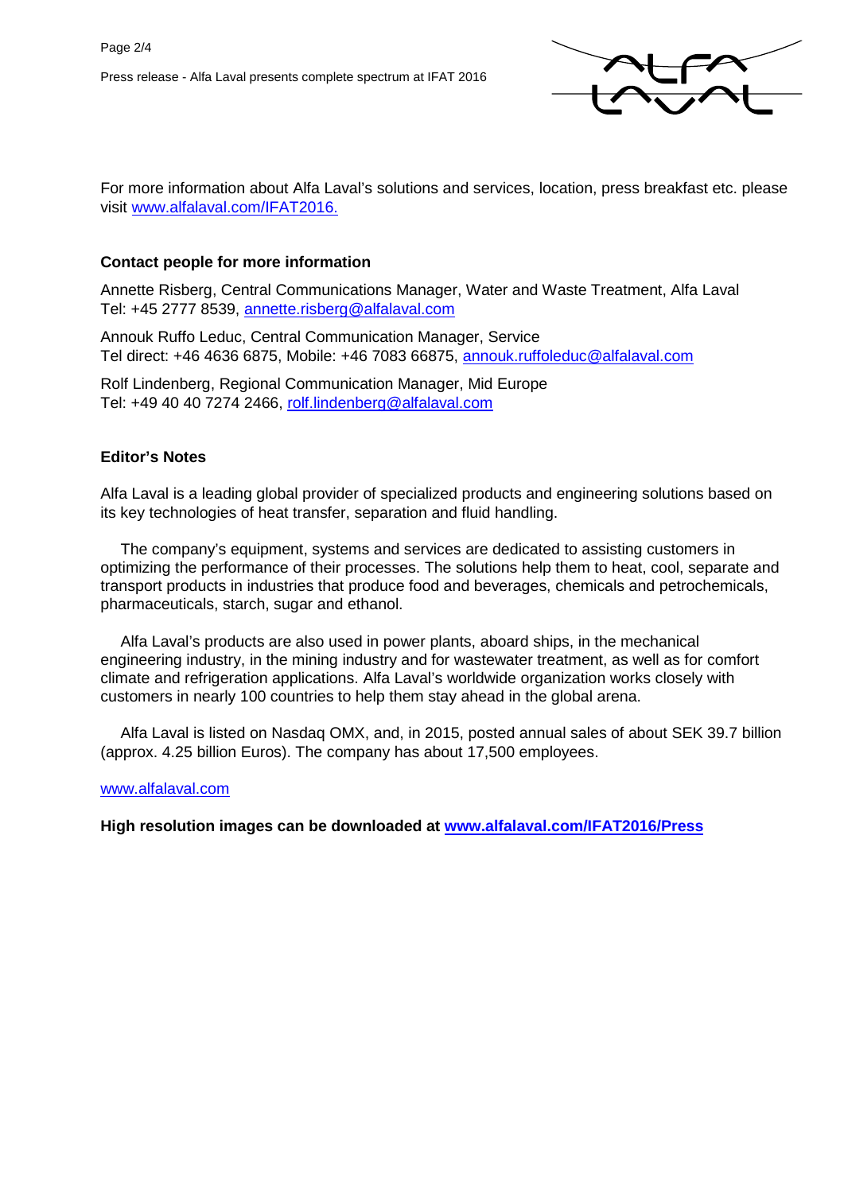For more information about Alfa Laval's solutions and services, location, press breakfast etc. please visit www.alfalaval.com/IFAT2016.

**Contact people for more information**

Annette Risberg, Central Communications Manager, Water and Waste Treatment, Alfa Laval
Tel: +45 2777 8539, annette.risberg@alfalaval.com

Annouk Ruffo Leduc, Central Communication Manager, Service
Tel direct: +46 4636 6875, Mobile: +46 7083 66875, annouk.ruffoleduc@alfalaval.com

Rolf Lindenberg, Regional Communication Manager, Mid Europe
Tel: +49 40 40 7274 2466, rolf.lindenberg@alfalaval.com

**Editor's Notes**

Alfa Laval is a leading global provider of specialized products and engineering solutions based on its key technologies of heat transfer, separation and fluid handling.

The company's equipment, systems and services are dedicated to assisting customers in optimizing the performance of their processes. The solutions help them to heat, cool, separate and transport products in industries that produce food and beverages, chemicals and petrochemicals, pharmaceuticals, starch, sugar and ethanol.

Alfa Laval's products are also used in power plants, aboard ships, in the mechanical engineering industry, in the mining industry and for wastewater treatment, as well as for comfort climate and refrigeration applications. Alfa Laval's worldwide organization works closely with customers in nearly 100 countries to help them stay ahead in the global arena.

Alfa Laval is listed on Nasdaq OMX, and, in 2015, posted annual sales of about SEK 39.7 billion (approx. 4.25 billion Euros). The company has about 17,500 employees.

www.alfalaval.com

**High resolution images can be downloaded at www.alfalaval.com/IFAT2016/Press**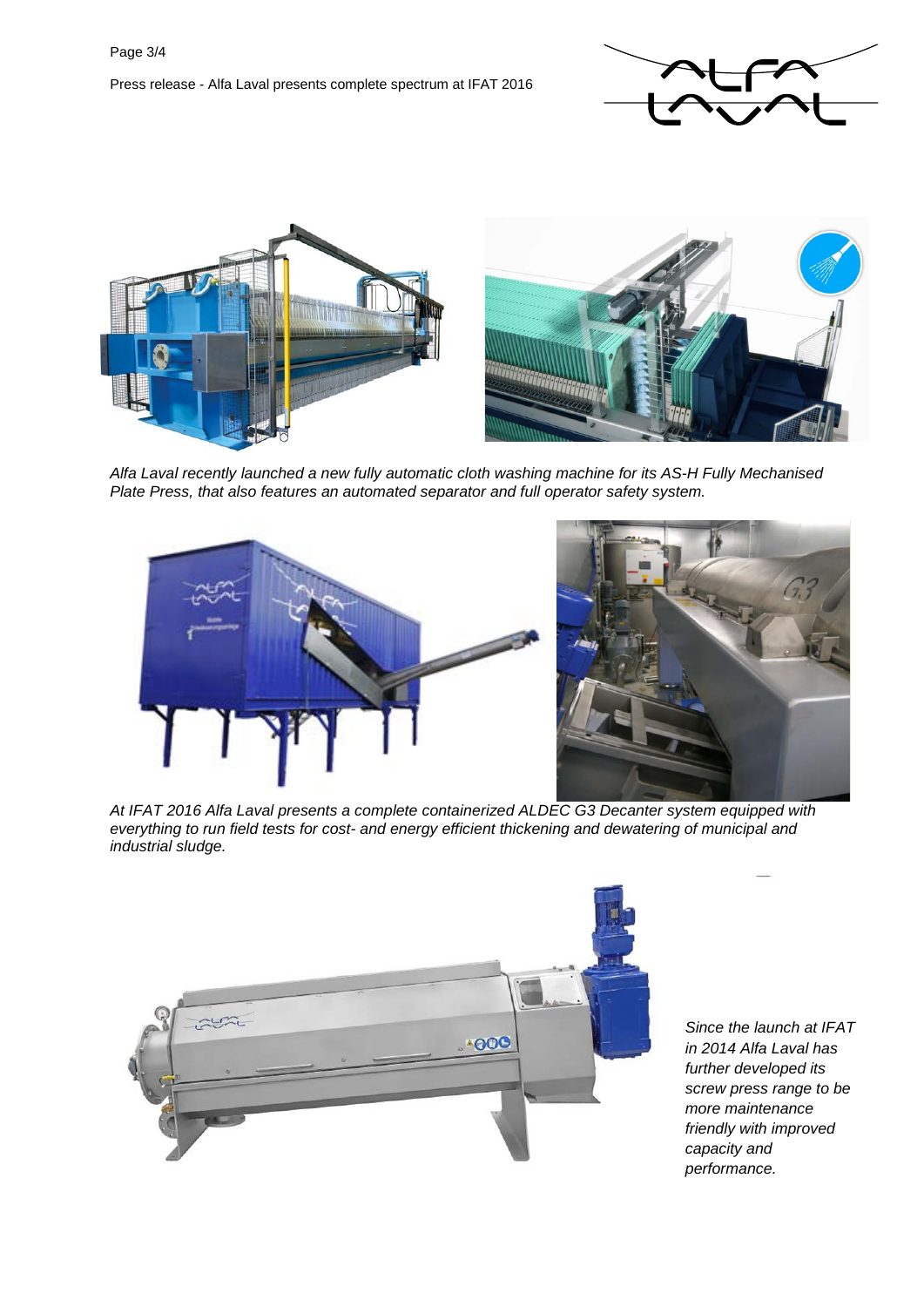*Alfa Laval recently launched a new fully automatic cloth washing machine for its AS-H Fully Mechanised Plate Press, that also features an automated separator and full operator safety system.*

*At IFAT 2016 Alfa Laval presents a complete containerized ALDEC G3 Decanter system equipped with everything to run field tests for cost- and energy efficient thickening and dewatering of municipal and industrial sludge.*

*Since the launch at IFAT in 2014 Alfa Laval has further developed its screw press range to be more maintenance friendly with improved capacity and performance.*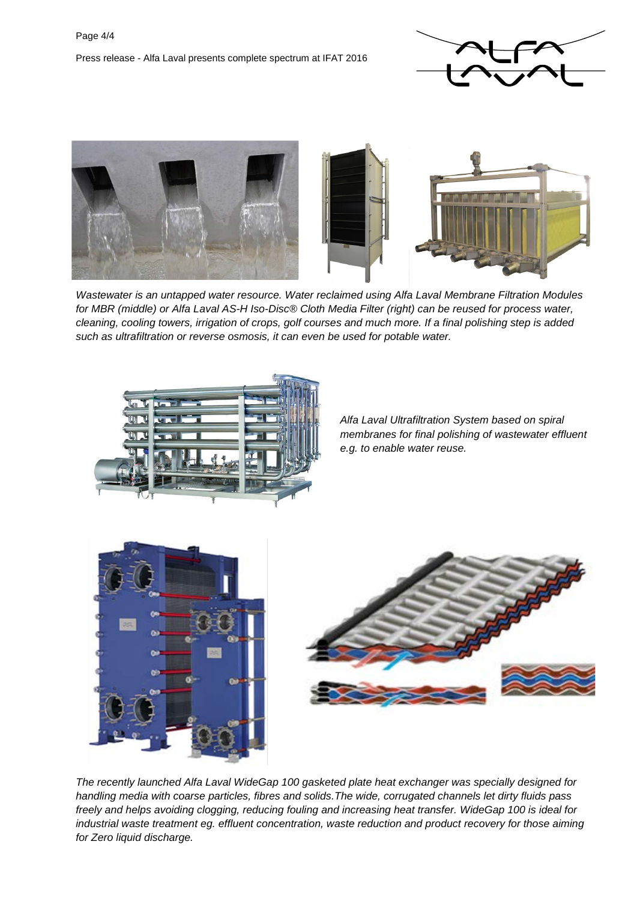*Wastewater is an untapped water resource. Water reclaimed using Alfa Laval Membrane Filtration Modules for MBR (middle) or Alfa Laval AS-H Iso-Disc® Cloth Media Filter (right) can be reused for process water, cleaning, cooling towers, irrigation of crops, golf courses and much more. If a final polishing step is added such as ultrafiltration or reverse osmosis, it can even be used for potable water.*

*Alfa Laval Ultrafiltration System based on spiral membranes for final polishing of wastewater effluent e.g. to enable water reuse.*

*The recently launched Alfa Laval WideGap 100 gasketed plate heat exchanger was specially designed for handling media with coarse particles, fibres and solids.The wide, corrugated channels let dirty fluids pass freely and helps avoiding clogging, reducing fouling and increasing heat transfer. WideGap 100 is ideal for industrial waste treatment eg. effluent concentration, waste reduction and product recovery for those aiming for Zero liquid discharge.*